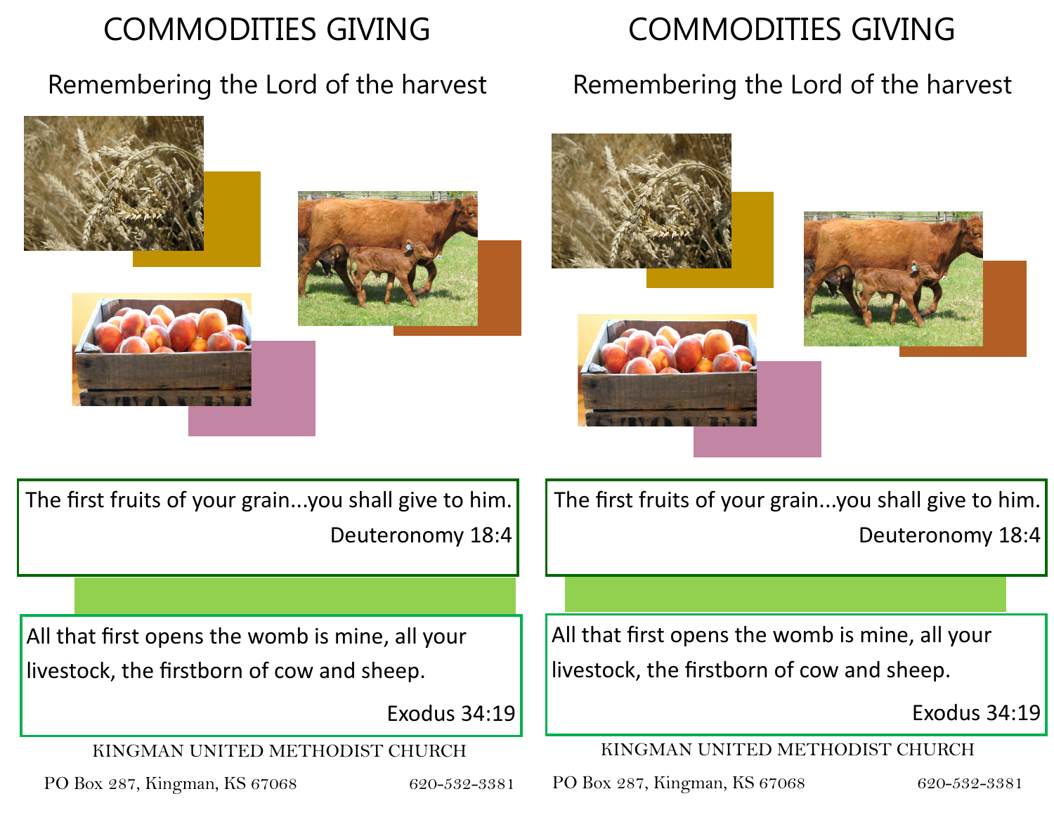# COMMODITIES GIVING

## Remembering the Lord of the harvest

The first fruits of your grain...you shall give to him.

Deuteronomy 18:4

All that first opens the womb is mine, all your livestock, the firstborn of cow and sheep.

Exodus 34:19

KINGMAN UNITED METHODIST CHURCH

PO Box 287, Kingman, KS 67068 620-532-3381

# COMMODITIES GIVING

## Remembering the Lord of the harvest

The first fruits of your grain...you shall give to him.

Deuteronomy 18:4

All that first opens the womb is mine, all your livestock, the firstborn of cow and sheep.

Exodus 34:19

KINGMAN UNITED METHODIST CHURCH

PO Box 287, Kingman, KS 67068 620-532-3381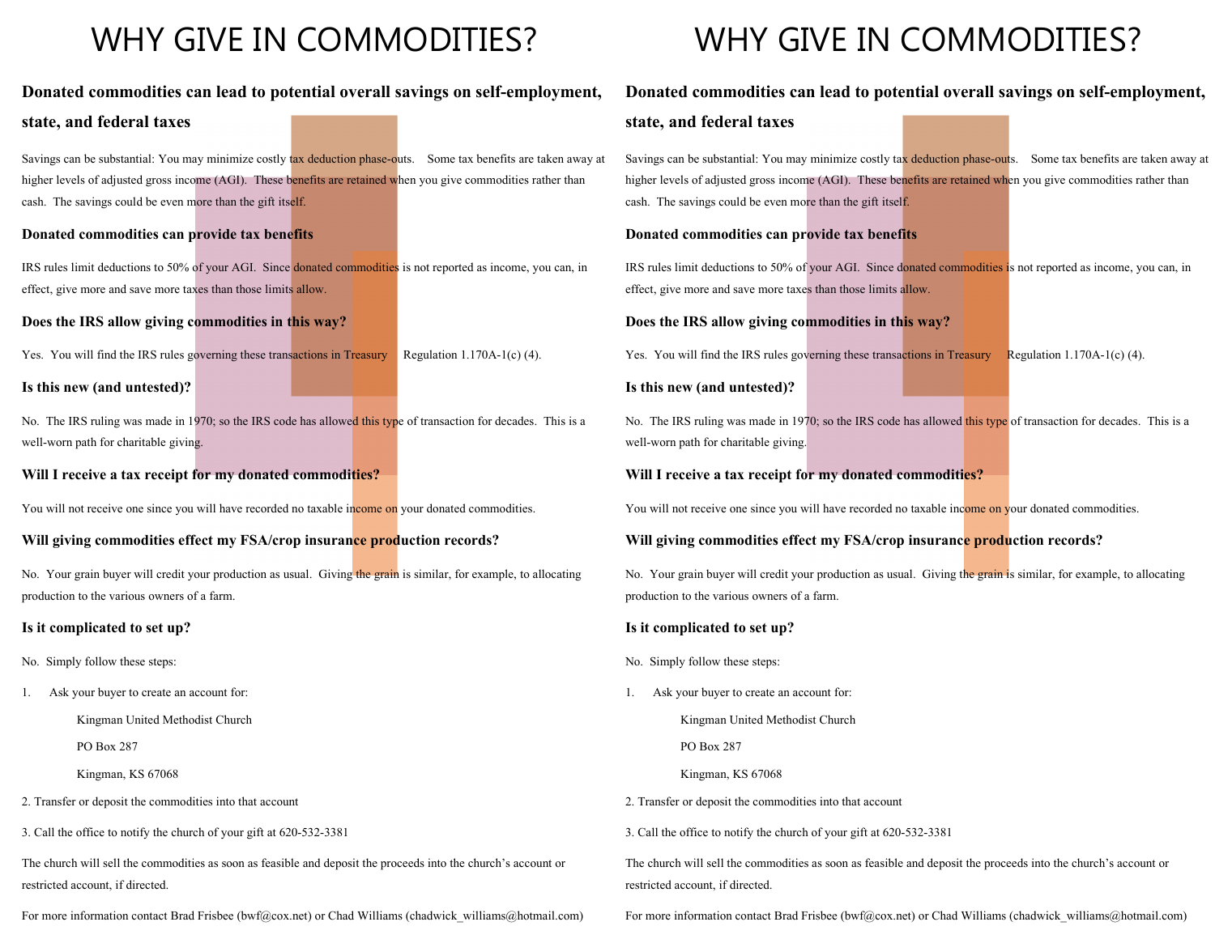# WHY GIVE IN COMMODITIES?

## Donated commodities can lead to potential overall savings on self-employment, state, and federal taxes

Savings can be substantial: You may minimize costly tax deduction phase-outs. Some tax benefits are taken away at higher levels of adjusted gross income (AGI). These benefits are retained when you give commodities rather than cash. The savings could be even more than the gift itself.

### Donated commodities can provide tax benefits

IRS rules limit deductions to 50% of your AGI. Since donated commodities is not reported as income, you can, in effect, give more and save more taxes than those limits allow.

### Does the IRS allow giving commodities in this way?

Yes. You will find the IRS rules governing these transactions in Treasury Regulation 1.170A-1(c) (4).

### Is this new (and untested)?

No. The IRS ruling was made in 1970; so the IRS code has allowed this type of transaction for decades. This is a well-worn path for charitable giving.

### Will I receive a tax receipt for my donated commodities?

You will not receive one since you will have recorded no taxable income on your donated commodities.

### Will giving commodities effect my FSA/crop insurance production records?

No. Your grain buyer will credit your production as usual. Giving the grain is similar, for example, to allocating production to the various owners of a farm.

### Is it complicated to set up?

No. Simply follow these steps:

1. Ask your buyer to create an account for:

   Kingman United Methodist Church

   PO Box 287

   Kingman, KS 67068

2. Transfer or deposit the commodities into that account

3. Call the office to notify the church of your gift at 620-532-3381

The church will sell the commodities as soon as feasible and deposit the proceeds into the church's account or restricted account, if directed.

For more information contact Brad Frisbee (bwf@cox.net) or Chad Williams (chadwick_williams@hotmail.com)

# WHY GIVE IN COMMODITIES?

## Donated commodities can lead to potential overall savings on self-employment, state, and federal taxes

Savings can be substantial: You may minimize costly tax deduction phase-outs. Some tax benefits are taken away at higher levels of adjusted gross income (AGI). These benefits are retained when you give commodities rather than cash. The savings could be even more than the gift itself.

### Donated commodities can provide tax benefits

IRS rules limit deductions to 50% of your AGI. Since donated commodities is not reported as income, you can, in effect, give more and save more taxes than those limits allow.

### Does the IRS allow giving commodities in this way?

Yes. You will find the IRS rules governing these transactions in Treasury Regulation 1.170A-1(c) (4).

### Is this new (and untested)?

No. The IRS ruling was made in 1970; so the IRS code has allowed this type of transaction for decades. This is a well-worn path for charitable giving.

### Will I receive a tax receipt for my donated commodities?

You will not receive one since you will have recorded no taxable income on your donated commodities.

### Will giving commodities effect my FSA/crop insurance production records?

No. Your grain buyer will credit your production as usual. Giving the grain is similar, for example, to allocating production to the various owners of a farm.

### Is it complicated to set up?

No. Simply follow these steps:

1. Ask your buyer to create an account for:

   Kingman United Methodist Church

   PO Box 287

   Kingman, KS 67068

2. Transfer or deposit the commodities into that account

3. Call the office to notify the church of your gift at 620-532-3381

The church will sell the commodities as soon as feasible and deposit the proceeds into the church's account or restricted account, if directed.

For more information contact Brad Frisbee (bwf@cox.net) or Chad Williams (chadwick_williams@hotmail.com)